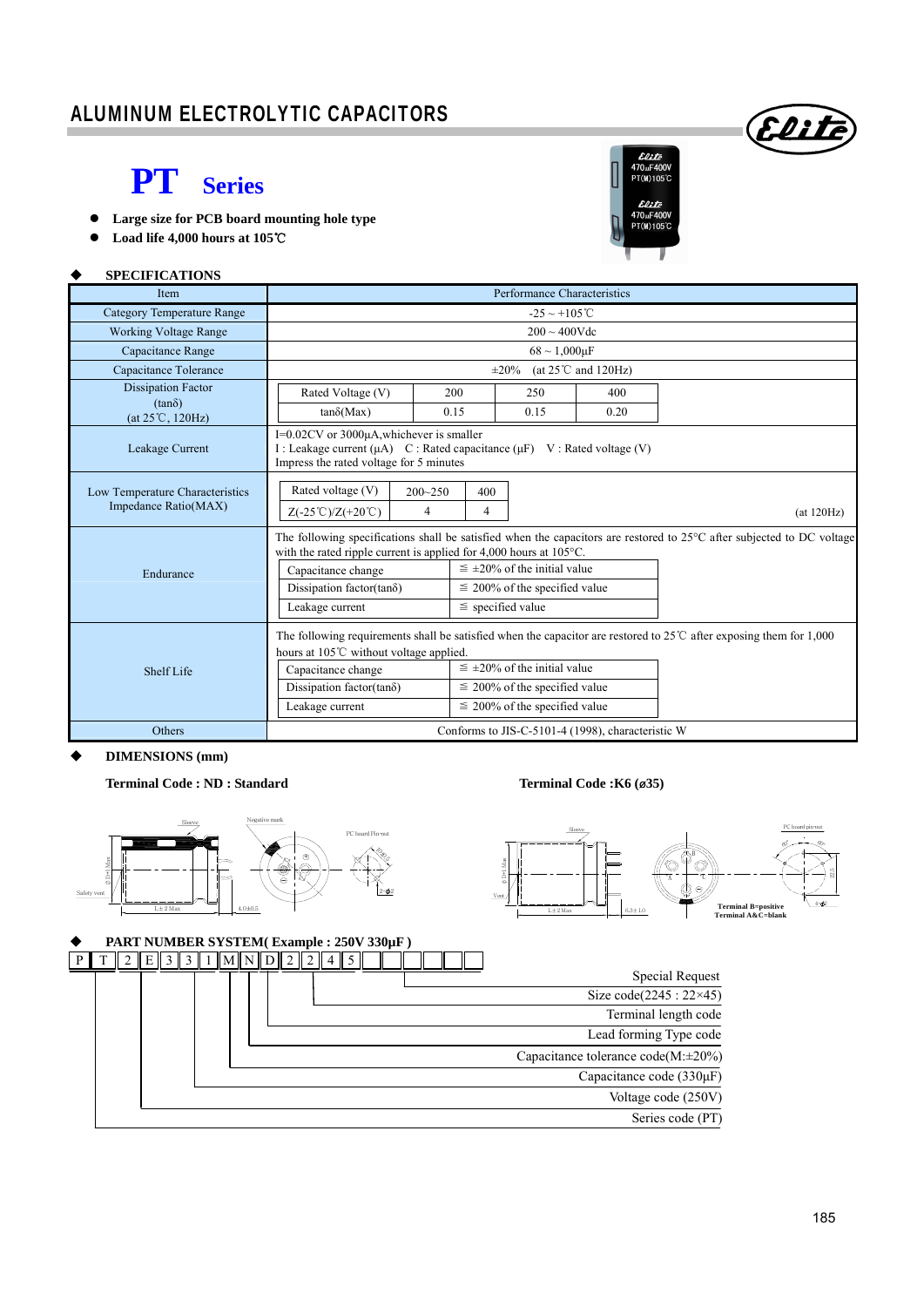# ALUMINUM ELECTROLYTIC CAPACITORS

## PT Series

- **Large size for PCB board mounting hole type**
- **Load life 4,000 hours at 105℃**

### ◆ SPECIFICATIONS

| Item | Performance Characteristics |
|---|---|
| Category Temperature Range | -25 ~ +105℃ |
| Working Voltage Range | 200 ~ 400Vdc |
| Capacitance Range | 68 ~ 1,000μF |
| Capacitance Tolerance | ±20% (at 25℃ and 120Hz) |
| Dissipation Factor (tanδ) (at 25℃, 120Hz) | Rated Voltage (V): 200 / 250 / 400; tanδ(Max): 0.15 / 0.15 / 0.20 |
| Leakage Current | I=0.02CV or 3000μA,whichever is smaller<br>I : Leakage current (μA) C : Rated capacitance (μF) V : Rated voltage (V)<br>Impress the rated voltage for 5 minutes |
| Low Temperature Characteristics Impedance Ratio(MAX) | Rated voltage (V): 200~250 / 400; Z(-25℃)/Z(+20℃): 4 / 4 (at 120Hz) |
| Endurance | The following specifications shall be satisfied when the capacitors are restored to 25°C after subjected to DC voltage with the rated ripple current is applied for 4,000 hours at 105°C.<br>Capacitance change: ≦ ±20% of the initial value<br>Dissipation factor(tanδ): ≦ 200% of the specified value<br>Leakage current: ≦ specified value |
| Shelf Life | The following requirements shall be satisfied when the capacitor are restored to 25℃ after exposing them for 1,000 hours at 105℃ without voltage applied.<br>Capacitance change: ≦ ±20% of the initial value<br>Dissipation factor(tanδ): ≦ 200% of the specified value<br>Leakage current: ≦ 200% of the specified value |
| Others | Conforms to JIS-C-5101-4 (1998), characteristic W |

### ◆ DIMENSIONS (mm)

**Terminal Code : ND : Standard**

Sleeve, Negative mark, PC board Pin-out, Safety vent, L±2 Max, 4.0±0.5, 2-φ2

**Terminal Code :K6 (ø35)**

Sleeve, Vent, L±2 Max, 6.3±1.0, PC board pin-out, Terminal B=positive, Terminal A&C=blank

### ◆ PART NUMBER SYSTEM( Example : 250V 330μF )

P T 2 E 3 3 1 M N D 2 2 4 5

- Special Request
- Size code(2245 : 22×45)
- Terminal length code
- Lead forming Type code
- Capacitance tolerance code(M:±20%)
- Capacitance code (330μF)
- Voltage code (250V)
- Series code (PT)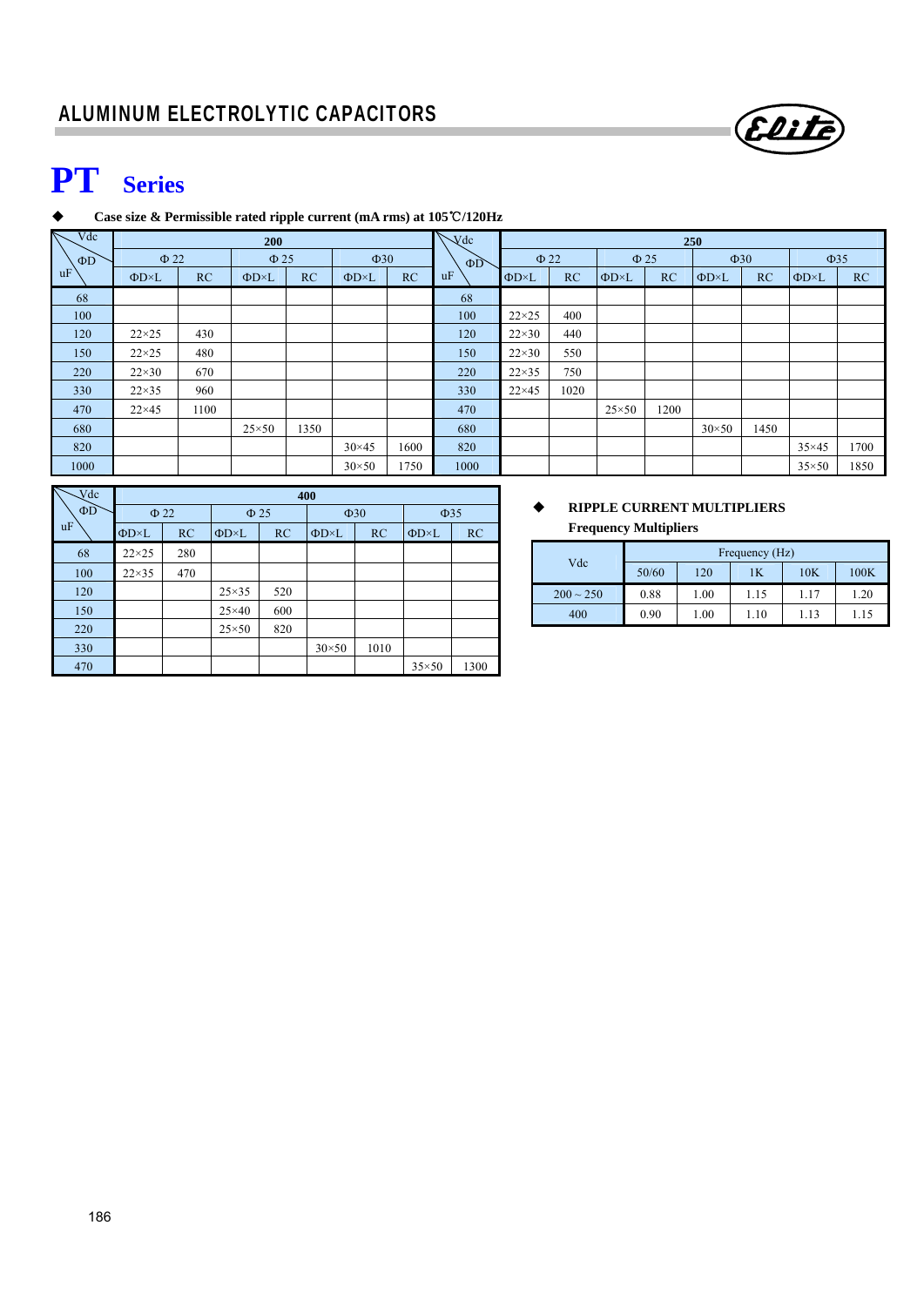## ALUMINUM ELECTROLYTIC CAPACITORS

# PT Series

◆ **Case size & Permissible rated ripple current (mA rms) at 105℃/120Hz**

| Vdc / ΦD / uF | 200 | | | | | | Vdc / ΦD / uF | 250 | | | | | | | |
|---|---|---|---|---|---|---|---|---|---|---|---|---|---|---|---|
| | Φ 22 | | Φ 25 | | Φ30 | | | Φ 22 | | Φ 25 | | Φ30 | | Φ35 | |
| | ΦD×L | RC | ΦD×L | RC | ΦD×L | RC | | ΦD×L | RC | ΦD×L | RC | ΦD×L | RC | ΦD×L | RC |
| 68 | | | | | | | 68 | | | | | | | | |
| 100 | | | | | | | 100 | 22×25 | 400 | | | | | | |
| 120 | 22×25 | 430 | | | | | 120 | 22×30 | 440 | | | | | | |
| 150 | 22×25 | 480 | | | | | 150 | 22×30 | 550 | | | | | | |
| 220 | 22×30 | 670 | | | | | 220 | 22×35 | 750 | | | | | | |
| 330 | 22×35 | 960 | | | | | 330 | 22×45 | 1020 | | | | | | |
| 470 | 22×45 | 1100 | | | | | 470 | | | 25×50 | 1200 | | | | |
| 680 | | | 25×50 | 1350 | | | 680 | | | | | 30×50 | 1450 | | |
| 820 | | | | | 30×45 | 1600 | 820 | | | | | | | 35×45 | 1700 |
| 1000 | | | | | 30×50 | 1750 | 1000 | | | | | | | 35×50 | 1850 |

| Vdc / ΦD / uF | 400 | | | | | | | |
|---|---|---|---|---|---|---|---|---|
| | Φ 22 | | Φ 25 | | Φ30 | | Φ35 | |
| | ΦD×L | RC | ΦD×L | RC | ΦD×L | RC | ΦD×L | RC |
| 68 | 22×25 | 280 | | | | | | |
| 100 | 22×35 | 470 | | | | | | |
| 120 | | | 25×35 | 520 | | | | |
| 150 | | | 25×40 | 600 | | | | |
| 220 | | | 25×50 | 820 | | | | |
| 330 | | | | | 30×50 | 1010 | | |
| 470 | | | | | | | 35×50 | 1300 |

◆ **RIPPLE CURRENT MULTIPLIERS**

**Frequency Multipliers**

| Vdc | Frequency (Hz) | | | | |
|---|---|---|---|---|---|
| | 50/60 | 120 | 1K | 10K | 100K |
| 200 ~ 250 | 0.88 | 1.00 | 1.15 | 1.17 | 1.20 |
| 400 | 0.90 | 1.00 | 1.10 | 1.13 | 1.15 |